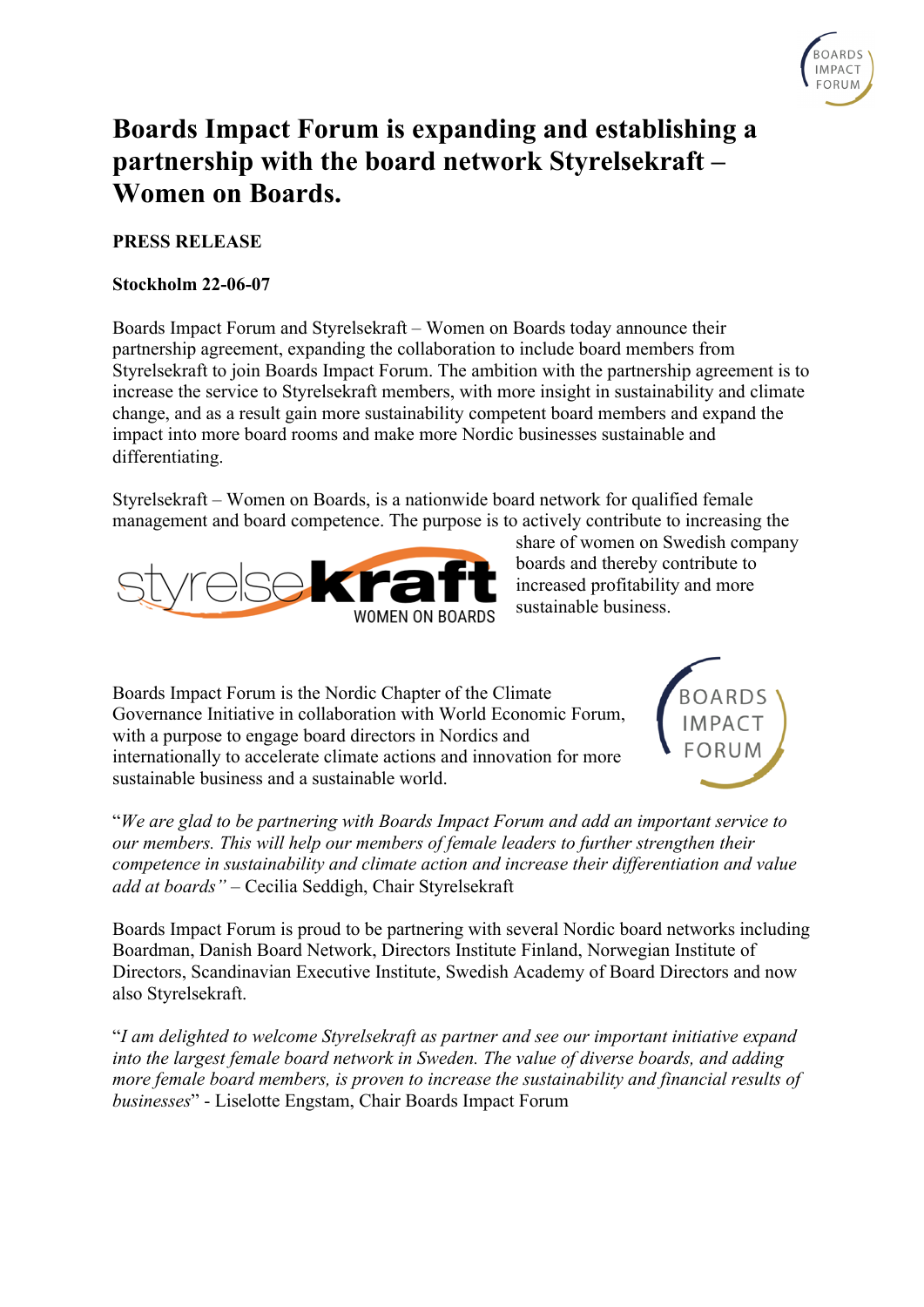# Boards Impact Forum is expanding and establishing a partnership with the board network Styrelsekraft – Women on Boards.

**PRESS RELEASE**

**Stockholm 22-06-07**

Boards Impact Forum and Styrelsekraft – Women on Boards today announce their partnership agreement, expanding the collaboration to include board members from Styrelsekraft to join Boards Impact Forum. The ambition with the partnership agreement is to increase the service to Styrelsekraft members, with more insight in sustainability and climate change, and as a result gain more sustainability competent board members and expand the impact into more board rooms and make more Nordic businesses sustainable and differentiating.

Styrelsekraft – Women on Boards, is a nationwide board network for qualified female management and board competence. The purpose is to actively contribute to increasing the share of women on Swedish company boards and thereby contribute to increased profitability and more sustainable business.

Boards Impact Forum is the Nordic Chapter of the Climate Governance Initiative in collaboration with World Economic Forum, with a purpose to engage board directors in Nordics and internationally to accelerate climate actions and innovation for more sustainable business and a sustainable world.

"*We are glad to be partnering with Boards Impact Forum and add an important service to our members. This will help our members of female leaders to further strengthen their competence in sustainability and climate action and increase their differentiation and value add at boards"* – Cecilia Seddigh, Chair Styrelsekraft

Boards Impact Forum is proud to be partnering with several Nordic board networks including Boardman, Danish Board Network, Directors Institute Finland, Norwegian Institute of Directors, Scandinavian Executive Institute, Swedish Academy of Board Directors and now also Styrelsekraft.

"*I am delighted to welcome Styrelsekraft as partner and see our important initiative expand into the largest female board network in Sweden. The value of diverse boards, and adding more female board members, is proven to increase the sustainability and financial results of businesses*" - Liselotte Engstam, Chair Boards Impact Forum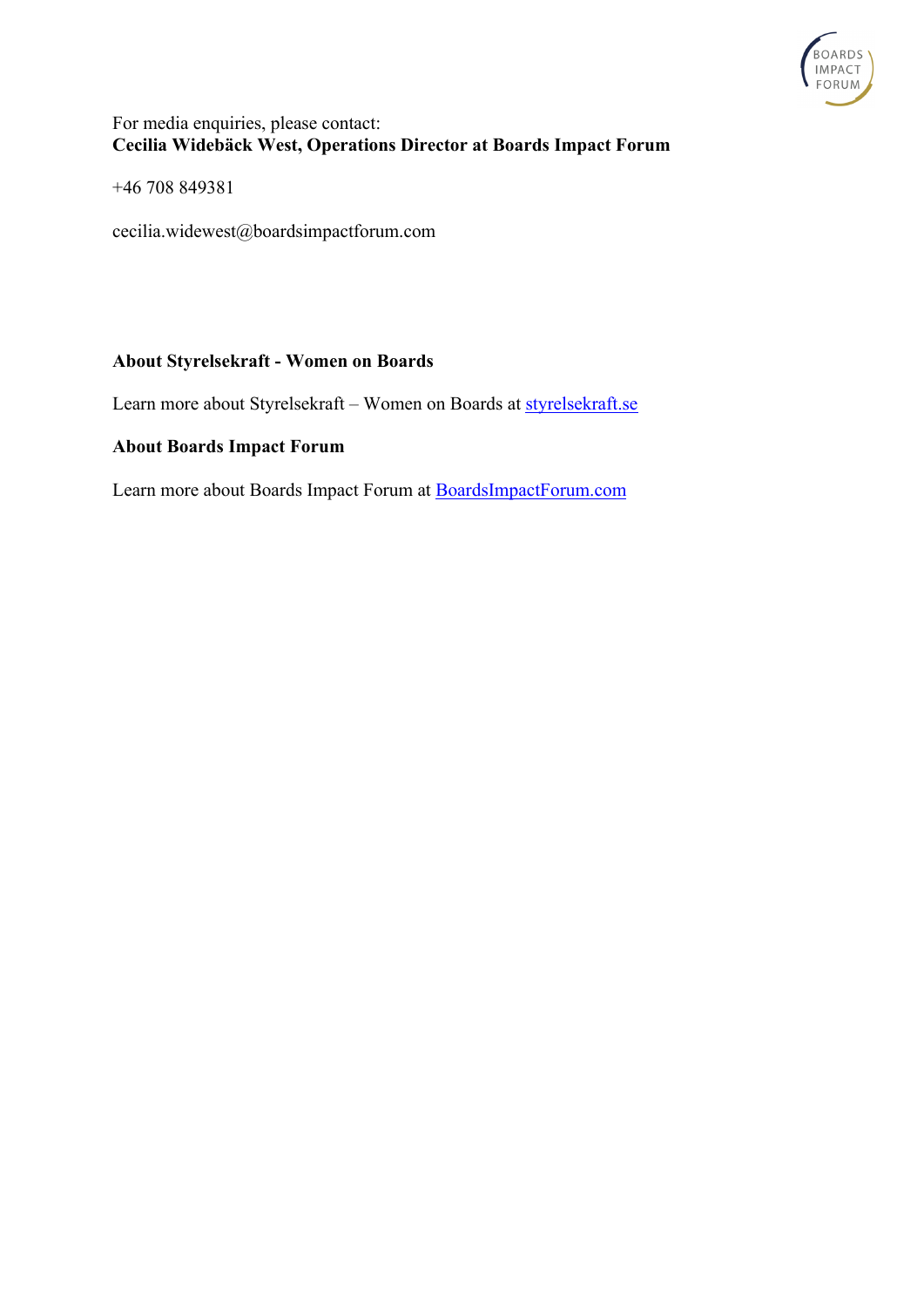For media enquiries, please contact:
**Cecilia Wideback West, Operations Director at Boards Impact Forum**

+46 708 849381

cecilia.widewest@boardsimpactforum.com

**About Styrelsekraft - Women on Boards**

Learn more about Styrelsekraft – Women on Boards at [styrelsekraft.se](styrelsekraft.se)

**About Boards Impact Forum**

Learn more about Boards Impact Forum at [BoardsImpactForum.com](BoardsImpactForum.com)